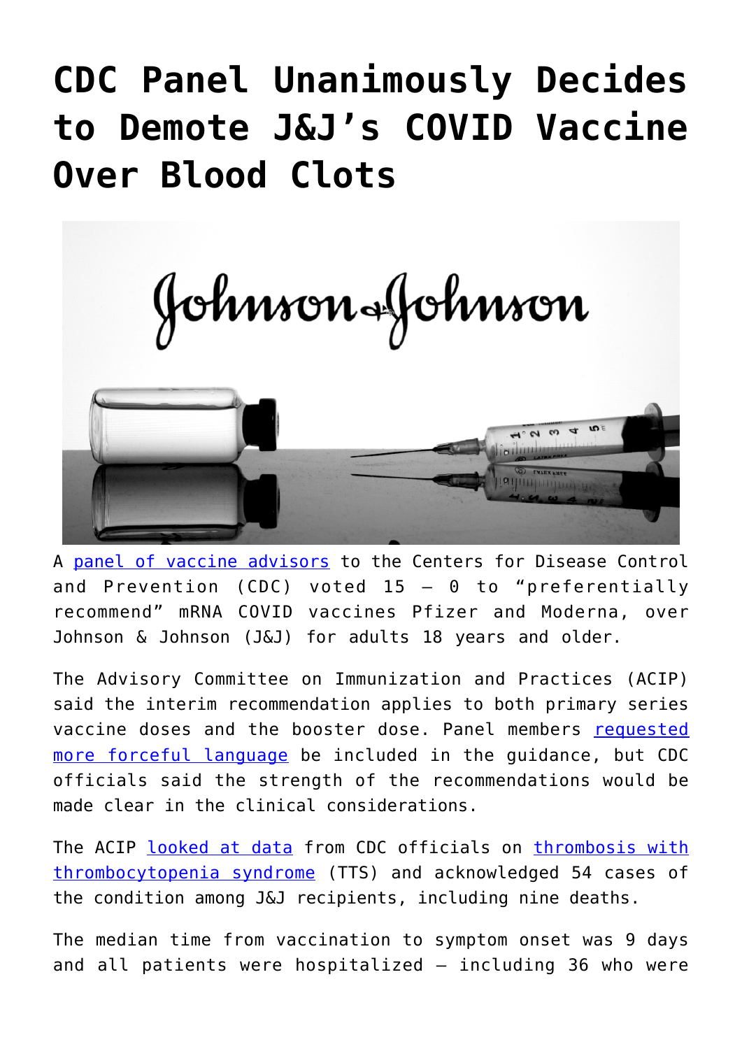# CDC Panel Unanimously Decides to Demote J&J's COVID Vaccine Over Blood Clots

A panel of vaccine advisors to the Centers for Disease Control and Prevention (CDC) voted 15 – 0 to "preferentially recommend" mRNA COVID vaccines Pfizer and Moderna, over Johnson & Johnson (J&J) for adults 18 years and older.

The Advisory Committee on Immunization and Practices (ACIP) said the interim recommendation applies to both primary series vaccine doses and the booster dose. Panel members requested more forceful language be included in the guidance, but CDC officials said the strength of the recommendations would be made clear in the clinical considerations.

The ACIP looked at data from CDC officials on thrombosis with thrombocytopenia syndrome (TTS) and acknowledged 54 cases of the condition among J&J recipients, including nine deaths.

The median time from vaccination to symptom onset was 9 days and all patients were hospitalized — including 36 who were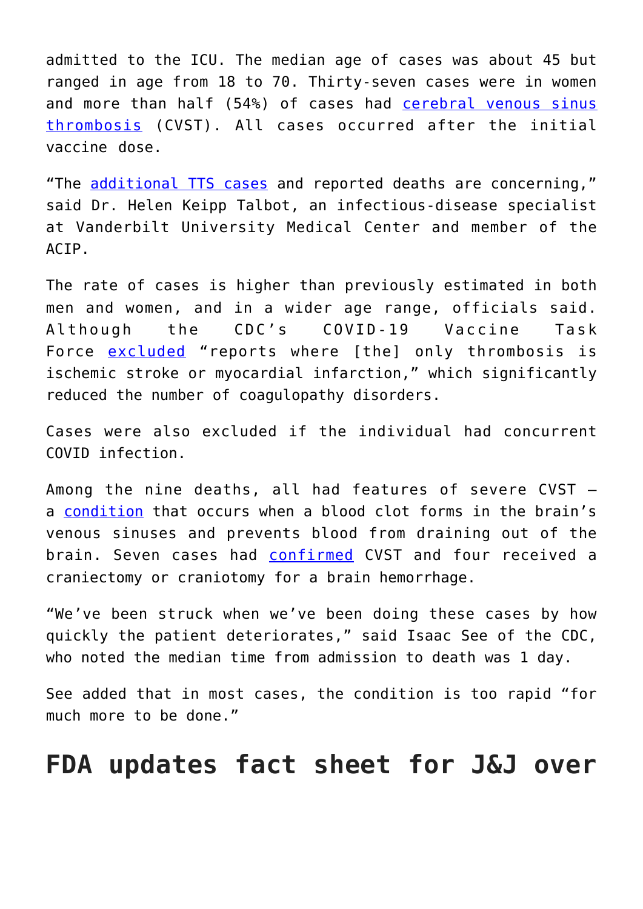admitted to the ICU. The median age of cases was about 45 but ranged in age from 18 to 70. Thirty-seven cases were in women and more than half (54%) of cases had cerebral venous sinus thrombosis (CVST). All cases occurred after the initial vaccine dose.

"The additional TTS cases and reported deaths are concerning," said Dr. Helen Keipp Talbot, an infectious-disease specialist at Vanderbilt University Medical Center and member of the ACIP.

The rate of cases is higher than previously estimated in both men and women, and in a wider age range, officials said. Although the CDC's COVID-19 Vaccine Task Force excluded "reports where [the] only thrombosis is ischemic stroke or myocardial infarction," which significantly reduced the number of coagulopathy disorders.

Cases were also excluded if the individual had concurrent COVID infection.

Among the nine deaths, all had features of severe CVST — a condition that occurs when a blood clot forms in the brain's venous sinuses and prevents blood from draining out of the brain. Seven cases had confirmed CVST and four received a craniectomy or craniotomy for a brain hemorrhage.

"We've been struck when we've been doing these cases by how quickly the patient deteriorates," said Isaac See of the CDC, who noted the median time from admission to death was 1 day.

See added that in most cases, the condition is too rapid "for much more to be done."

## FDA updates fact sheet for J&J over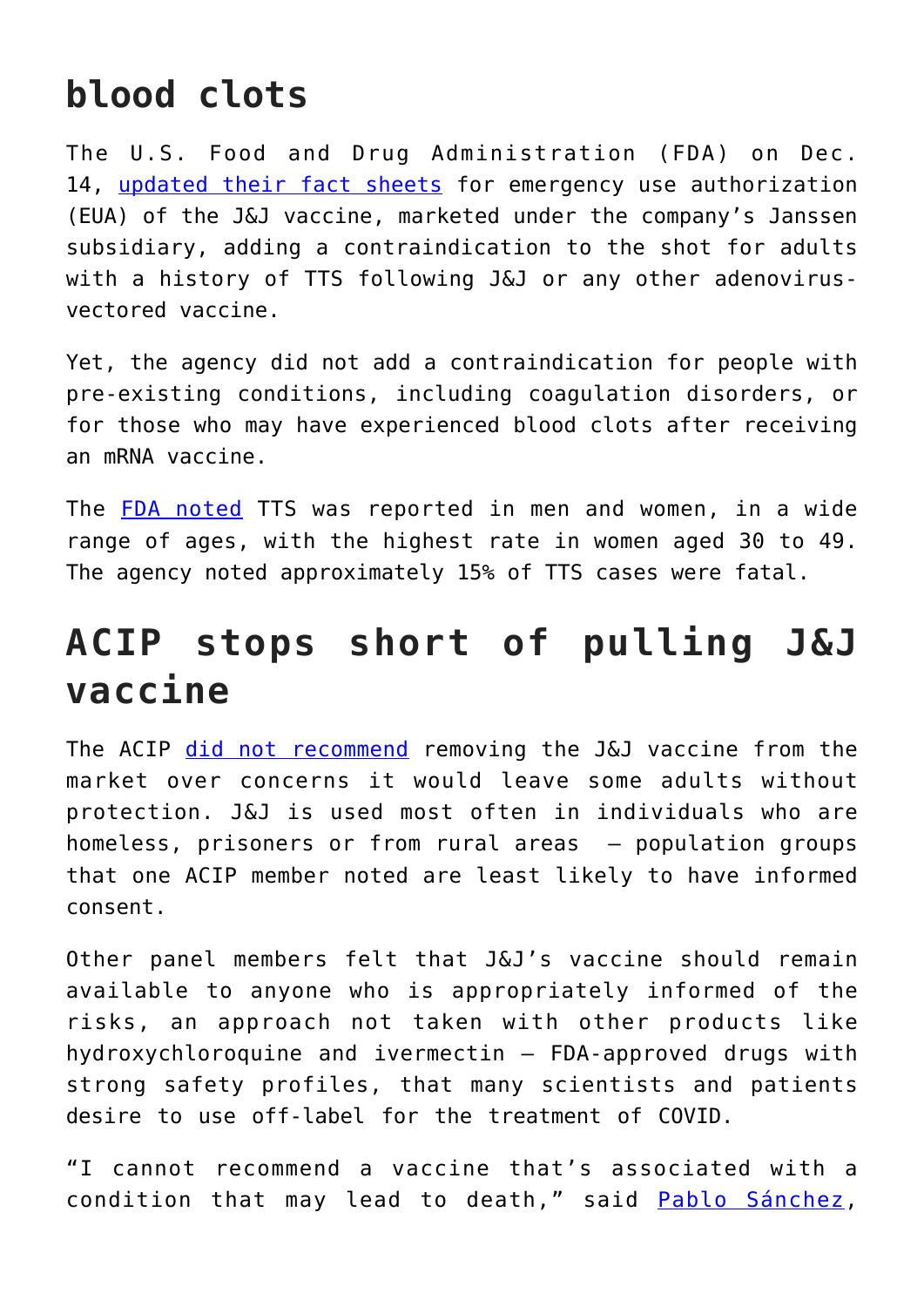## blood clots

The U.S. Food and Drug Administration (FDA) on Dec. 14, updated their fact sheets for emergency use authorization (EUA) of the J&J vaccine, marketed under the company's Janssen subsidiary, adding a contraindication to the shot for adults with a history of TTS following J&J or any other adenovirus-vectored vaccine.

Yet, the agency did not add a contraindication for people with pre-existing conditions, including coagulation disorders, or for those who may have experienced blood clots after receiving an mRNA vaccine.

The FDA noted TTS was reported in men and women, in a wide range of ages, with the highest rate in women aged 30 to 49. The agency noted approximately 15% of TTS cases were fatal.

## ACIP stops short of pulling J&J vaccine

The ACIP did not recommend removing the J&J vaccine from the market over concerns it would leave some adults without protection. J&J is used most often in individuals who are homeless, prisoners or from rural areas — population groups that one ACIP member noted are least likely to have informed consent.

Other panel members felt that J&J's vaccine should remain available to anyone who is appropriately informed of the risks, an approach not taken with other products like hydroxychloroquine and ivermectin — FDA-approved drugs with strong safety profiles, that many scientists and patients desire to use off-label for the treatment of COVID.

"I cannot recommend a vaccine that's associated with a condition that may lead to death," said Pablo Sánchez,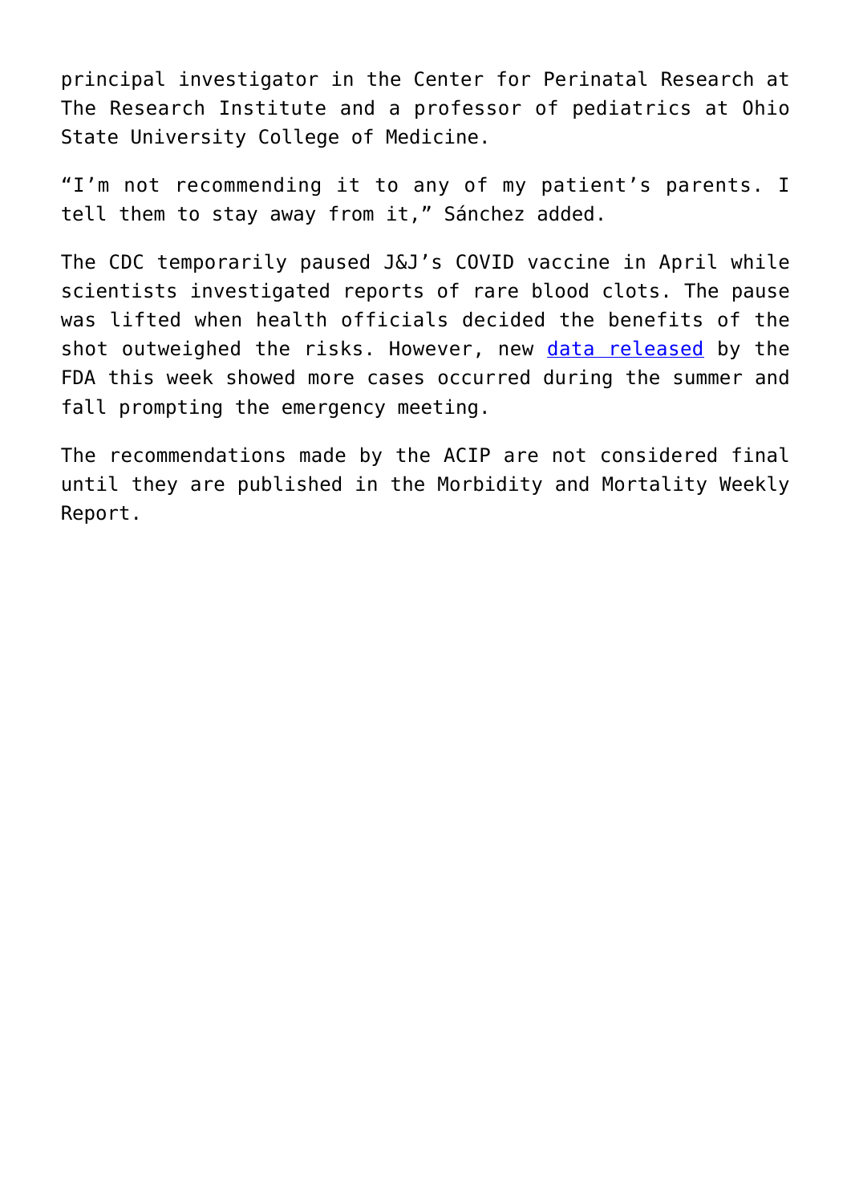principal investigator in the Center for Perinatal Research at The Research Institute and a professor of pediatrics at Ohio State University College of Medicine.

"I'm not recommending it to any of my patient's parents. I tell them to stay away from it," Sánchez added.

The CDC temporarily paused J&J's COVID vaccine in April while scientists investigated reports of rare blood clots. The pause was lifted when health officials decided the benefits of the shot outweighed the risks. However, new data released by the FDA this week showed more cases occurred during the summer and fall prompting the emergency meeting.

The recommendations made by the ACIP are not considered final until they are published in the Morbidity and Mortality Weekly Report.